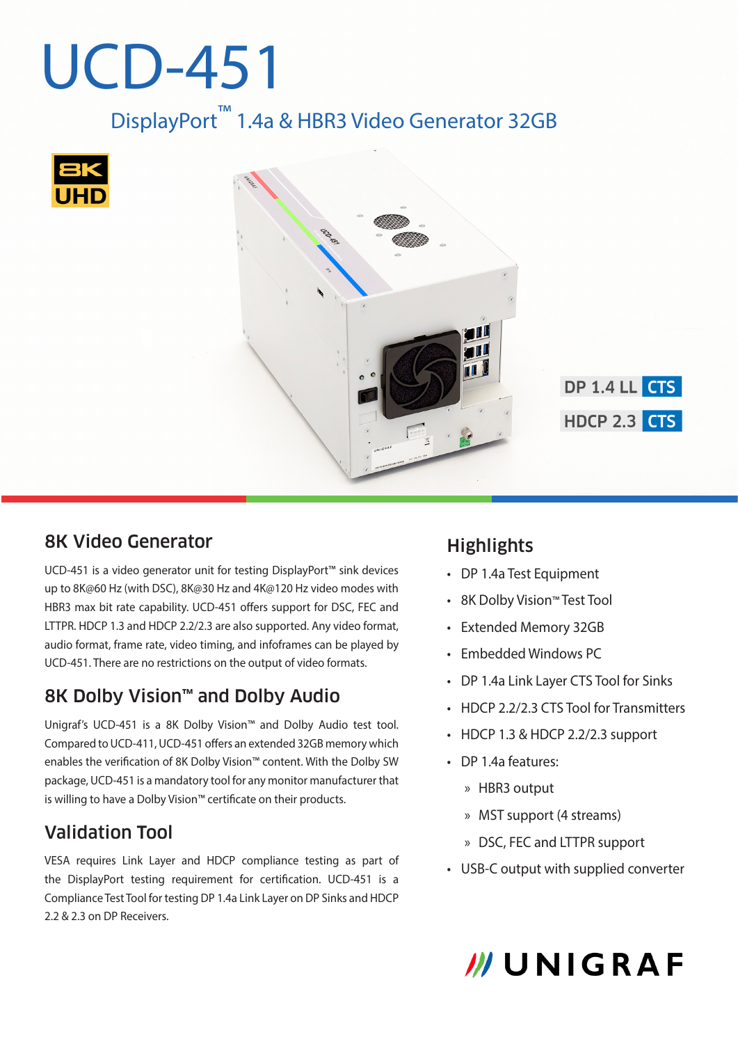# UCD-451

DisplayPort™ 1.4a & HBR3 Video Generator 32GB

8K UHD

DP 1.4 LL CTS

HDCP 2.3 CTS

## 8K Video Generator

UCD-451 is a video generator unit for testing DisplayPort™ sink devices up to 8K@60 Hz (with DSC), 8K@30 Hz and 4K@120 Hz video modes with HBR3 max bit rate capability. UCD-451 offers support for DSC, FEC and LTTPR. HDCP 1.3 and HDCP 2.2/2.3 are also supported. Any video format, audio format, frame rate, video timing, and infoframes can be played by UCD-451. There are no restrictions on the output of video formats.

## 8K Dolby Vision™ and Dolby Audio

Unigraf's UCD-451 is a 8K Dolby Vision™ and Dolby Audio test tool. Compared to UCD-411, UCD-451 offers an extended 32GB memory which enables the verification of 8K Dolby Vision™ content. With the Dolby SW package, UCD-451 is a mandatory tool for any monitor manufacturer that is willing to have a Dolby Vision™ certificate on their products.

## Validation Tool

VESA requires Link Layer and HDCP compliance testing as part of the DisplayPort testing requirement for certification. UCD-451 is a Compliance Test Tool for testing DP 1.4a Link Layer on DP Sinks and HDCP 2.2 & 2.3 on DP Receivers.

## Highlights

- DP 1.4a Test Equipment
- 8K Dolby Vision™ Test Tool
- Extended Memory 32GB
- Embedded Windows PC
- DP 1.4a Link Layer CTS Tool for Sinks
- HDCP 2.2/2.3 CTS Tool for Transmitters
- HDCP 1.3 & HDCP 2.2/2.3 support
- DP 1.4a features:
  - HBR3 output
  - MST support (4 streams)
  - DSC, FEC and LTTPR support
- USB-C output with supplied converter

UNIGRAF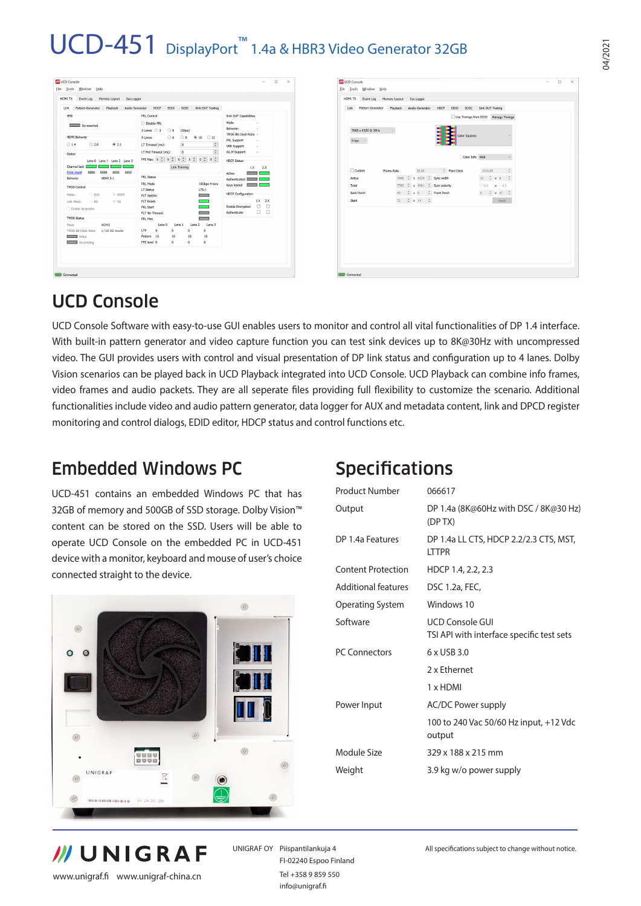# UCD-451 DisplayPort™ 1.4a & HBR3 Video Generator 32GB

04/2021

## UCD Console

UCD Console Software with easy-to-use GUI enables users to monitor and control all vital functionalities of DP 1.4 interface. With built-in pattern generator and video capture function you can test sink devices up to 8K@30Hz with uncompressed video. The GUI provides users with control and visual presentation of DP link status and configuration up to 4 lanes. Dolby Vision scenarios can be played back in UCD Playback integrated into UCD Console. UCD Playback can combine info frames, video frames and audio packets. They are all seperate files providing full flexibility to customize the scenario. Additional functionalities include video and audio pattern generator, data logger for AUX and metadata content, link and DPCD register monitoring and control dialogs, EDID editor, HDCP status and control functions etc.

## Embedded Windows PC

UCD-451 contains an embedded Windows PC that has 32GB of memory and 500GB of SSD storage. Dolby Vision™ content can be stored on the SSD. Users will be able to operate UCD Console on the embedded PC in UCD-451 device with a monitor, keyboard and mouse of user's choice connected straight to the device.

## Specifications

| | |
|---|---|
| Product Number | 066617 |
| Output | DP 1.4a (8K@60Hz with DSC / 8K@30 Hz) (DP TX) |
| DP 1.4a Features | DP 1.4a LL CTS, HDCP 2.2/2.3 CTS, MST, LTTPR |
| Content Protection | HDCP 1.4, 2.2, 2.3 |
| Additional features | DSC 1.2a, FEC, |
| Operating System | Windows 10 |
| Software | UCD Console GUI<br>TSI API with interface specific test sets |
| PC Connectors | 6 x USB 3.0 |
| | 2 x Ethernet |
| | 1 x HDMI |
| Power Input | AC/DC Power supply |
| | 100 to 240 Vac 50/60 Hz input, +12 Vdc output |
| Module Size | 329 x 188 x 215 mm |
| Weight | 3.9 kg w/o power supply |

UNIGRAF

www.unigraf.fi www.unigraf-china.cn

UNIGRAF OY Piispantilankuja 4
FI-02240 Espoo Finland
Tel +358 9 859 550
info@unigraf.fi

All specifications subject to change without notice.